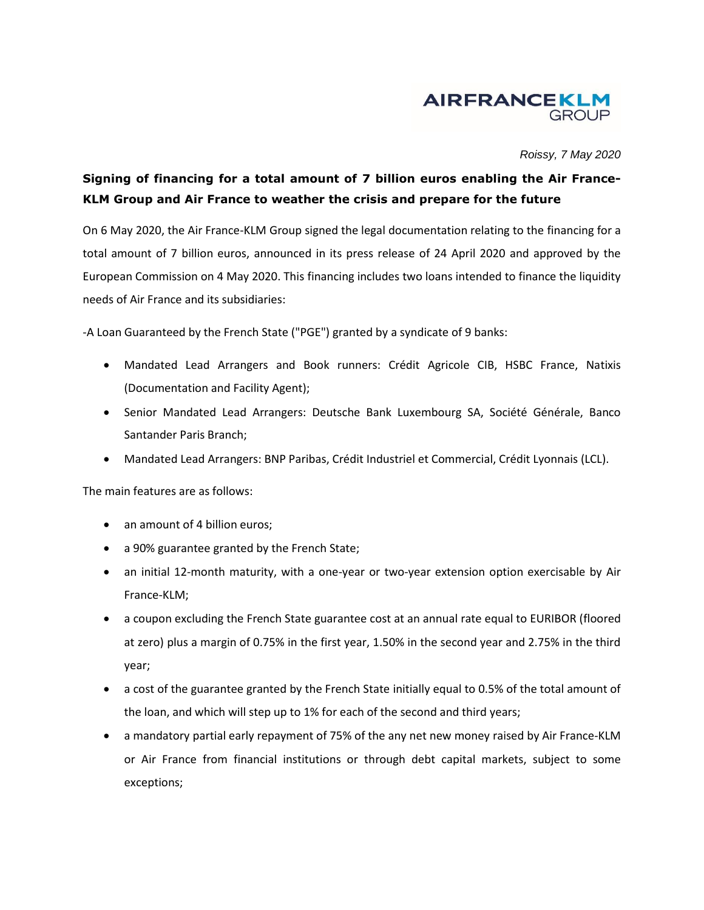*Roissy, 7 May 2020*

## Signing of financing for a total amount of 7 billion euros enabling the Air France-KLM Group and Air France to weather the crisis and prepare for the future

On 6 May 2020, the Air France-KLM Group signed the legal documentation relating to the financing for a total amount of 7 billion euros, announced in its press release of 24 April 2020 and approved by the European Commission on 4 May 2020. This financing includes two loans intended to finance the liquidity needs of Air France and its subsidiaries:

-A Loan Guaranteed by the French State ("PGE") granted by a syndicate of 9 banks:

- Mandated Lead Arrangers and Book runners: Crédit Agricole CIB, HSBC France, Natixis (Documentation and Facility Agent);
- Senior Mandated Lead Arrangers: Deutsche Bank Luxembourg SA, Société Générale, Banco Santander Paris Branch;
- Mandated Lead Arrangers: BNP Paribas, Crédit Industriel et Commercial, Crédit Lyonnais (LCL).

The main features are as follows:

- an amount of 4 billion euros;
- a 90% guarantee granted by the French State;
- an initial 12-month maturity, with a one-year or two-year extension option exercisable by Air France-KLM;
- a coupon excluding the French State guarantee cost at an annual rate equal to EURIBOR (floored at zero) plus a margin of 0.75% in the first year, 1.50% in the second year and 2.75% in the third year;
- a cost of the guarantee granted by the French State initially equal to 0.5% of the total amount of the loan, and which will step up to 1% for each of the second and third years;
- a mandatory partial early repayment of 75% of the any net new money raised by Air France-KLM or Air France from financial institutions or through debt capital markets, subject to some exceptions;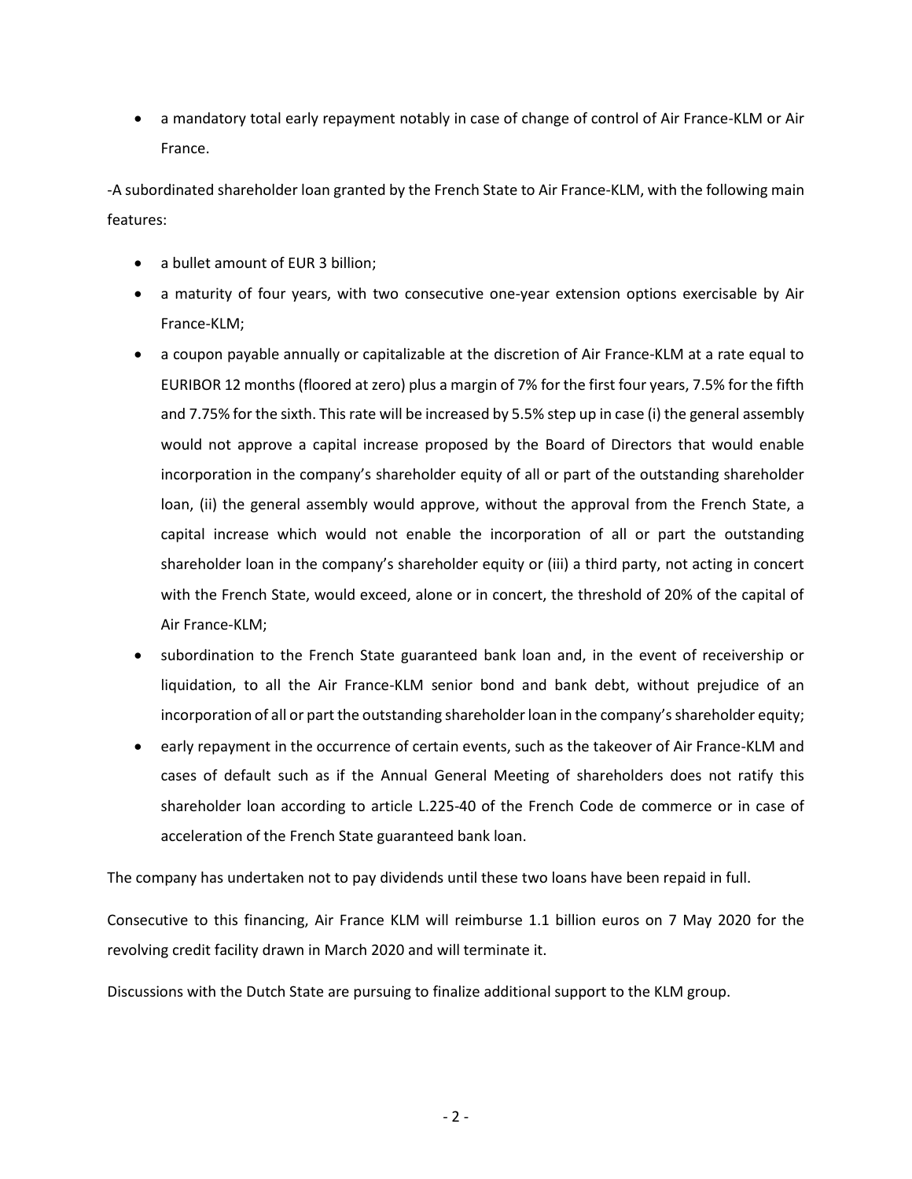- a mandatory total early repayment notably in case of change of control of Air France-KLM or Air France.

-A subordinated shareholder loan granted by the French State to Air France-KLM, with the following main features:

- a bullet amount of EUR 3 billion;
- a maturity of four years, with two consecutive one-year extension options exercisable by Air France-KLM;
- a coupon payable annually or capitalizable at the discretion of Air France-KLM at a rate equal to EURIBOR 12 months (floored at zero) plus a margin of 7% for the first four years, 7.5% for the fifth and 7.75% for the sixth. This rate will be increased by 5.5% step up in case (i) the general assembly would not approve a capital increase proposed by the Board of Directors that would enable incorporation in the company's shareholder equity of all or part of the outstanding shareholder loan, (ii) the general assembly would approve, without the approval from the French State, a capital increase which would not enable the incorporation of all or part the outstanding shareholder loan in the company's shareholder equity or (iii) a third party, not acting in concert with the French State, would exceed, alone or in concert, the threshold of 20% of the capital of Air France-KLM;
- subordination to the French State guaranteed bank loan and, in the event of receivership or liquidation, to all the Air France-KLM senior bond and bank debt, without prejudice of an incorporation of all or part the outstanding shareholder loan in the company's shareholder equity;
- early repayment in the occurrence of certain events, such as the takeover of Air France-KLM and cases of default such as if the Annual General Meeting of shareholders does not ratify this shareholder loan according to article L.225-40 of the French Code de commerce or in case of acceleration of the French State guaranteed bank loan.

The company has undertaken not to pay dividends until these two loans have been repaid in full.

Consecutive to this financing, Air France KLM will reimburse 1.1 billion euros on 7 May 2020 for the revolving credit facility drawn in March 2020 and will terminate it.

Discussions with the Dutch State are pursuing to finalize additional support to the KLM group.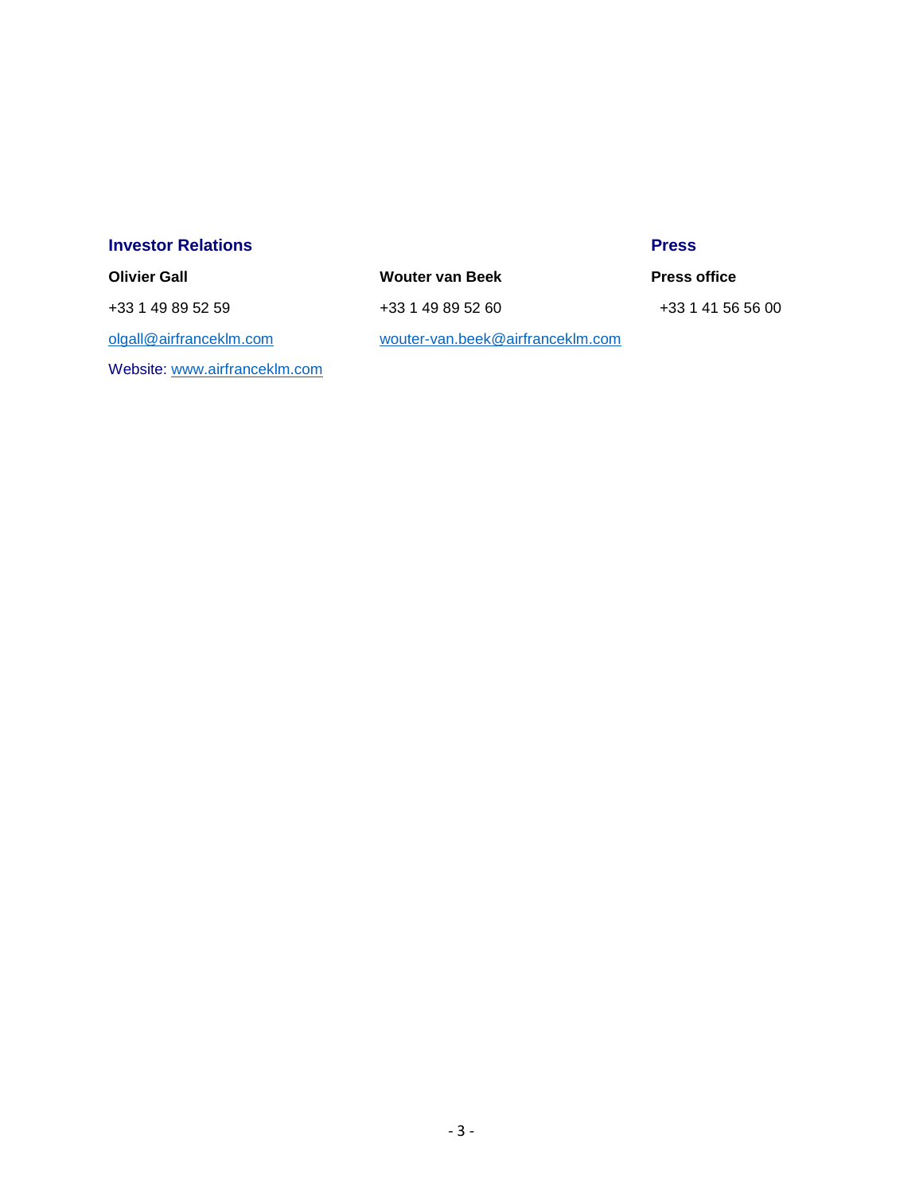### Investor Relations

**Olivier Gall**

+33 1 49 89 52 59

olgall@airfranceklm.com

**Wouter van Beek**

+33 1 49 89 52 60

wouter-van.beek@airfranceklm.com

Website: www.airfranceklm.com

### Press

**Press office**

+33 1 41 56 56 00